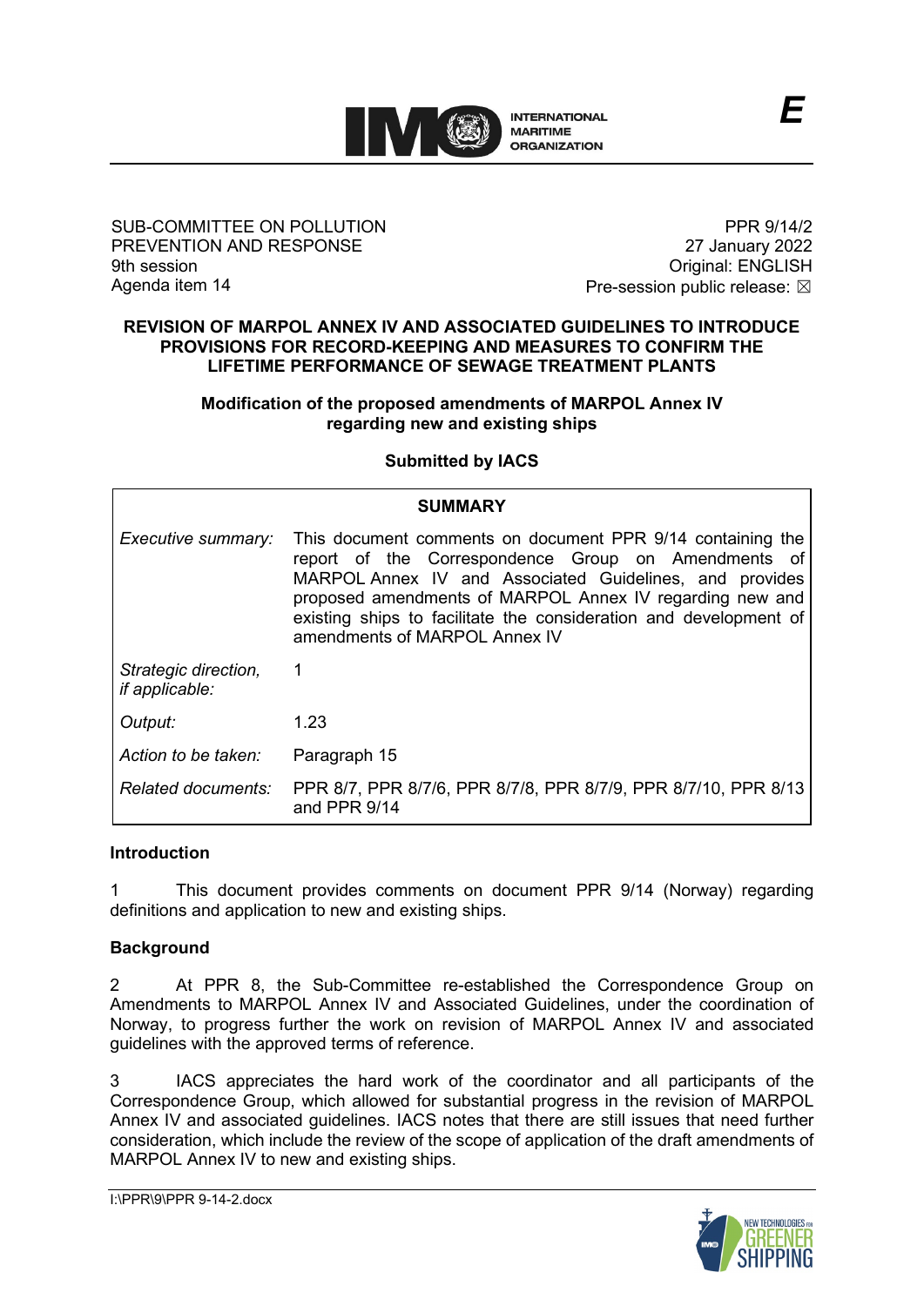SUB-COMMITTEE ON POLLUTION PREVENTION AND RESPONSE
9th session
Agenda item 14

PPR 9/14/2
27 January 2022
Original: ENGLISH
Pre-session public release: ☒

# REVISION OF MARPOL ANNEX IV AND ASSOCIATED GUIDELINES TO INTRODUCE PROVISIONS FOR RECORD-KEEPING AND MEASURES TO CONFIRM THE LIFETIME PERFORMANCE OF SEWAGE TREATMENT PLANTS

## Modification of the proposed amendments of MARPOL Annex IV regarding new and existing ships

**Submitted by IACS**

| SUMMARY | |
|---|---|
| *Executive summary:* | This document comments on document PPR 9/14 containing the report of the Correspondence Group on Amendments of MARPOL Annex IV and Associated Guidelines, and provides proposed amendments of MARPOL Annex IV regarding new and existing ships to facilitate the consideration and development of amendments of MARPOL Annex IV |
| *Strategic direction, if applicable:* | 1 |
| *Output:* | 1.23 |
| *Action to be taken:* | Paragraph 15 |
| *Related documents:* | PPR 8/7, PPR 8/7/6, PPR 8/7/8, PPR 8/7/9, PPR 8/7/10, PPR 8/13 and PPR 9/14 |

### Introduction

1 This document provides comments on document PPR 9/14 (Norway) regarding definitions and application to new and existing ships.

### Background

2 At PPR 8, the Sub-Committee re-established the Correspondence Group on Amendments to MARPOL Annex IV and Associated Guidelines, under the coordination of Norway, to progress further the work on revision of MARPOL Annex IV and associated guidelines with the approved terms of reference.

3 IACS appreciates the hard work of the coordinator and all participants of the Correspondence Group, which allowed for substantial progress in the revision of MARPOL Annex IV and associated guidelines. IACS notes that there are still issues that need further consideration, which include the review of the scope of application of the draft amendments of MARPOL Annex IV to new and existing ships.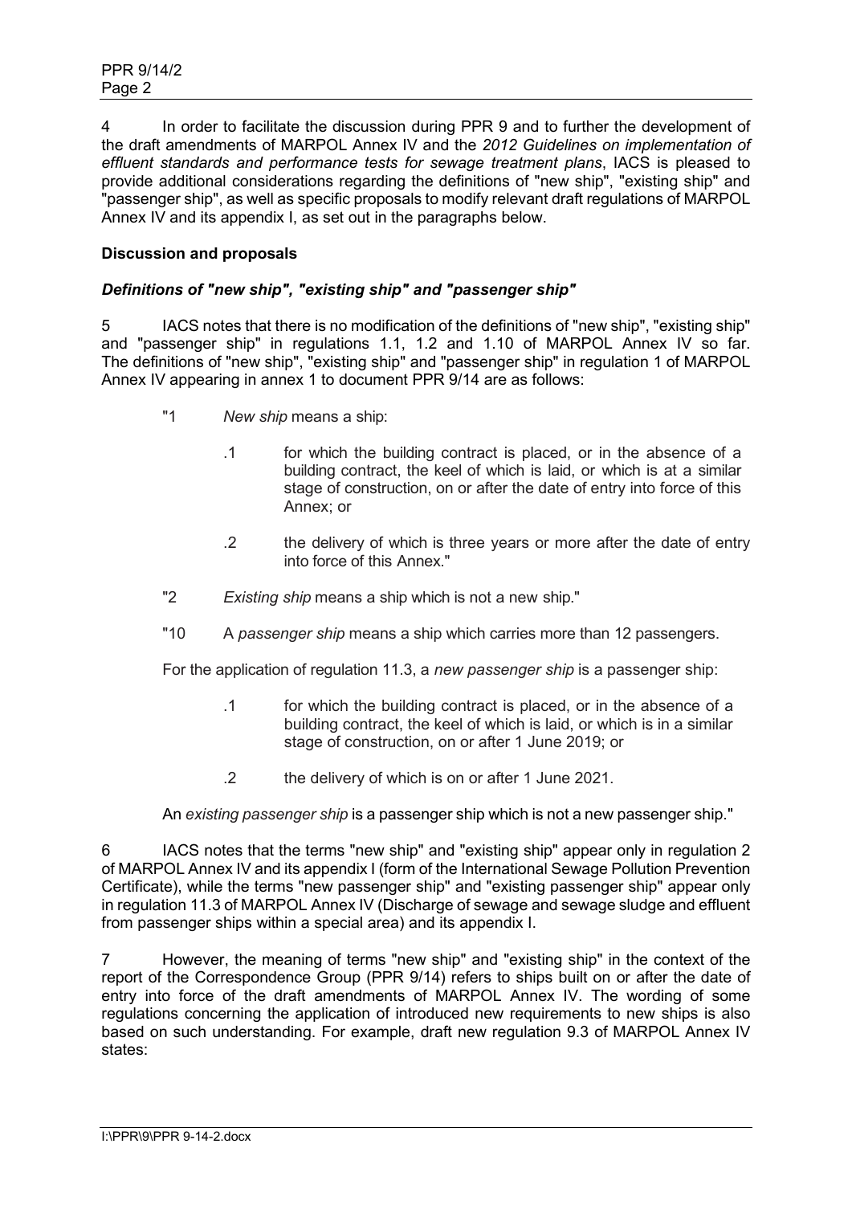4 In order to facilitate the discussion during PPR 9 and to further the development of the draft amendments of MARPOL Annex IV and the *2012 Guidelines on implementation of effluent standards and performance tests for sewage treatment plans*, IACS is pleased to provide additional considerations regarding the definitions of "new ship", "existing ship" and "passenger ship", as well as specific proposals to modify relevant draft regulations of MARPOL Annex IV and its appendix I, as set out in the paragraphs below.

**Discussion and proposals**

***Definitions of "new ship", "existing ship" and "passenger ship"***

5 IACS notes that there is no modification of the definitions of "new ship", "existing ship" and "passenger ship" in regulations 1.1, 1.2 and 1.10 of MARPOL Annex IV so far. The definitions of "new ship", "existing ship" and "passenger ship" in regulation 1 of MARPOL Annex IV appearing in annex 1 to document PPR 9/14 are as follows:

> "1 *New ship* means a ship:
>
> > .1 for which the building contract is placed, or in the absence of a building contract, the keel of which is laid, or which is at a similar stage of construction, on or after the date of entry into force of this Annex; or
> >
> > .2 the delivery of which is three years or more after the date of entry into force of this Annex."
>
> "2 *Existing ship* means a ship which is not a new ship."
>
> "10 A *passenger ship* means a ship which carries more than 12 passengers.
>
> For the application of regulation 11.3, a *new passenger ship* is a passenger ship:
>
> > .1 for which the building contract is placed, or in the absence of a building contract, the keel of which is laid, or which is in a similar stage of construction, on or after 1 June 2019; or
> >
> > .2 the delivery of which is on or after 1 June 2021.
>
> An *existing passenger ship* is a passenger ship which is not a new passenger ship."

6 IACS notes that the terms "new ship" and "existing ship" appear only in regulation 2 of MARPOL Annex IV and its appendix I (form of the International Sewage Pollution Prevention Certificate), while the terms "new passenger ship" and "existing passenger ship" appear only in regulation 11.3 of MARPOL Annex IV (Discharge of sewage and sewage sludge and effluent from passenger ships within a special area) and its appendix I.

7 However, the meaning of terms "new ship" and "existing ship" in the context of the report of the Correspondence Group (PPR 9/14) refers to ships built on or after the date of entry into force of the draft amendments of MARPOL Annex IV. The wording of some regulations concerning the application of introduced new requirements to new ships is also based on such understanding. For example, draft new regulation 9.3 of MARPOL Annex IV states: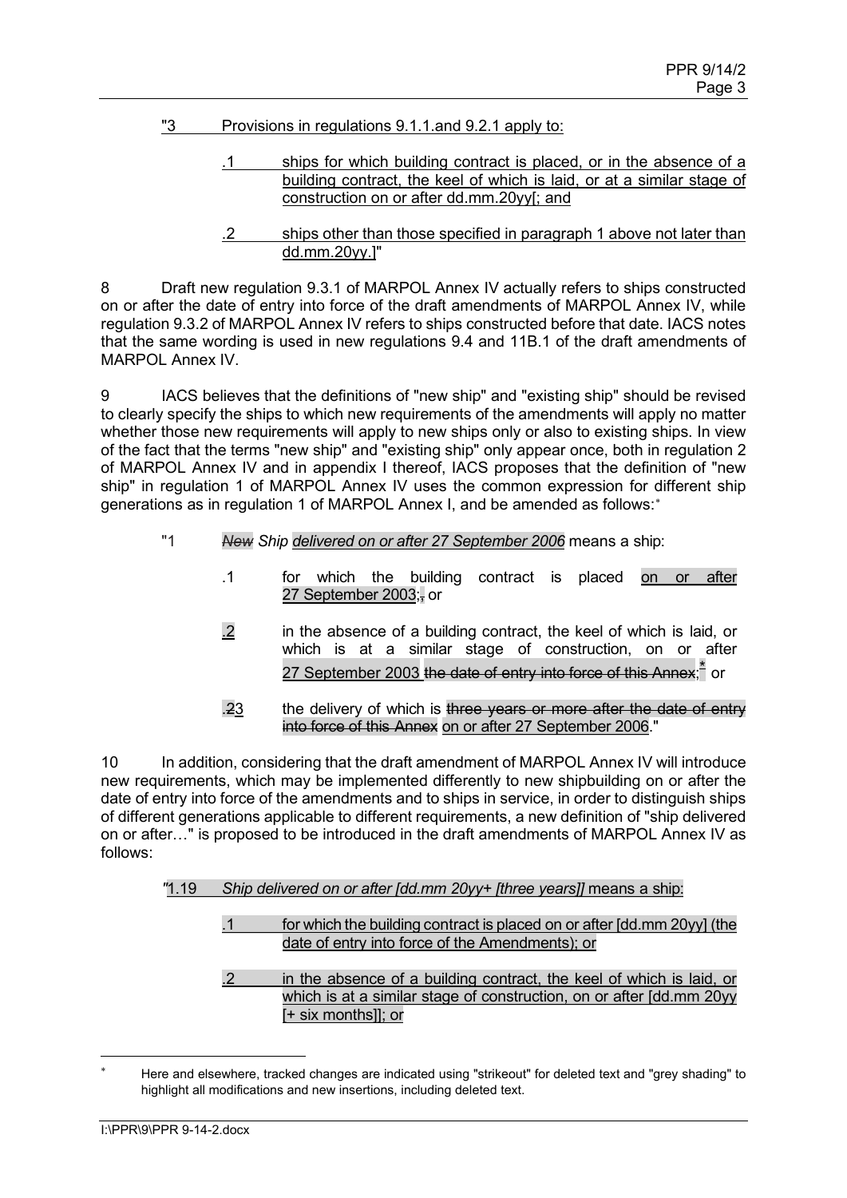"3 Provisions in regulations 9.1.1.and 9.2.1 apply to:

.1 ships for which building contract is placed, or in the absence of a building contract, the keel of which is laid, or at a similar stage of construction on or after dd.mm.20yy[; and

.2 ships other than those specified in paragraph 1 above not later than dd.mm.20yy.]"

8 Draft new regulation 9.3.1 of MARPOL Annex IV actually refers to ships constructed on or after the date of entry into force of the draft amendments of MARPOL Annex IV, while regulation 9.3.2 of MARPOL Annex IV refers to ships constructed before that date. IACS notes that the same wording is used in new regulations 9.4 and 11B.1 of the draft amendments of MARPOL Annex IV.

9 IACS believes that the definitions of "new ship" and "existing ship" should be revised to clearly specify the ships to which new requirements of the amendments will apply no matter whether those new requirements will apply to new ships only or also to existing ships. In view of the fact that the terms "new ship" and "existing ship" only appear once, both in regulation 2 of MARPOL Annex IV and in appendix I thereof, IACS proposes that the definition of "new ship" in regulation 1 of MARPOL Annex IV uses the common expression for different ship generations as in regulation 1 of MARPOL Annex I, and be amended as follows:*

"1 ~~*New*~~ *Ship delivered on or after 27 September 2006* means a ship:

.1 for which the building contract is placed on or after 27 September 2003;~~,~~ or

.2 in the absence of a building contract, the keel of which is laid, or which is at a similar stage of construction, on or after 27 September 2003 ~~the date of entry into force of this Annex~~;* or

.~~2~~3 the delivery of which is ~~three years or more after the date of entry into force of this Annex~~ on or after 27 September 2006."

10 In addition, considering that the draft amendment of MARPOL Annex IV will introduce new requirements, which may be implemented differently to new shipbuilding on or after the date of entry into force of the amendments and to ships in service, in order to distinguish ships of different generations applicable to different requirements, a new definition of "ship delivered on or after…" is proposed to be introduced in the draft amendments of MARPOL Annex IV as follows:

"1.19 *Ship delivered on or after [dd.mm 20yy+ [three years]]* means a ship:

.1 for which the building contract is placed on or after [dd.mm 20yy] (the date of entry into force of the Amendments); or

.2 in the absence of a building contract, the keel of which is laid, or which is at a similar stage of construction, on or after [dd.mm 20yy [+ six months]]; or

---

* Here and elsewhere, tracked changes are indicated using "strikeout" for deleted text and "grey shading" to highlight all modifications and new insertions, including deleted text.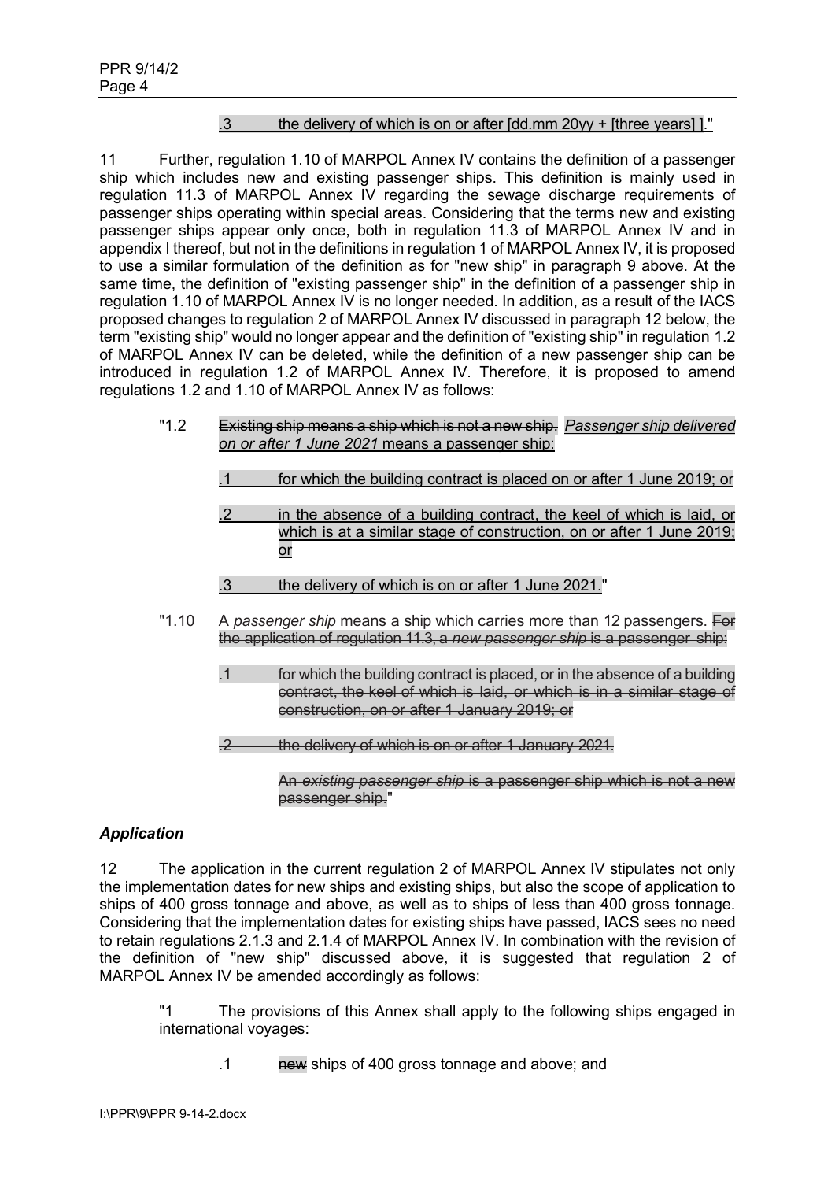.3 the delivery of which is on or after [dd.mm 20yy + [three years] ]."

11 Further, regulation 1.10 of MARPOL Annex IV contains the definition of a passenger ship which includes new and existing passenger ships. This definition is mainly used in regulation 11.3 of MARPOL Annex IV regarding the sewage discharge requirements of passenger ships operating within special areas. Considering that the terms new and existing passenger ships appear only once, both in regulation 11.3 of MARPOL Annex IV and in appendix I thereof, but not in the definitions in regulation 1 of MARPOL Annex IV, it is proposed to use a similar formulation of the definition as for "new ship" in paragraph 9 above. At the same time, the definition of "existing passenger ship" in the definition of a passenger ship in regulation 1.10 of MARPOL Annex IV is no longer needed. In addition, as a result of the IACS proposed changes to regulation 2 of MARPOL Annex IV discussed in paragraph 12 below, the term "existing ship" would no longer appear and the definition of "existing ship" in regulation 1.2 of MARPOL Annex IV can be deleted, while the definition of a new passenger ship can be introduced in regulation 1.2 of MARPOL Annex IV. Therefore, it is proposed to amend regulations 1.2 and 1.10 of MARPOL Annex IV as follows:

"1.2 ~~Existing ship means a ship which is not a new ship.~~ *Passenger ship delivered on or after 1 June 2021* means a passenger ship:

.1 for which the building contract is placed on or after 1 June 2019; or

.2 in the absence of a building contract, the keel of which is laid, or which is at a similar stage of construction, on or after 1 June 2019; or

.3 the delivery of which is on or after 1 June 2021."

"1.10 A *passenger ship* means a ship which carries more than 12 passengers. ~~For the application of regulation 11.3, a *new passenger ship* is a passenger ship:~~

~~.1 for which the building contract is placed, or in the absence of a building contract, the keel of which is laid, or which is in a similar stage of construction, on or after 1 January 2019; or~~

~~.2 the delivery of which is on or after 1 January 2021.~~

~~An *existing passenger ship* is a passenger ship which is not a new passenger ship.~~"

### *Application*

12 The application in the current regulation 2 of MARPOL Annex IV stipulates not only the implementation dates for new ships and existing ships, but also the scope of application to ships of 400 gross tonnage and above, as well as to ships of less than 400 gross tonnage. Considering that the implementation dates for existing ships have passed, IACS sees no need to retain regulations 2.1.3 and 2.1.4 of MARPOL Annex IV. In combination with the revision of the definition of "new ship" discussed above, it is suggested that regulation 2 of MARPOL Annex IV be amended accordingly as follows:

"1 The provisions of this Annex shall apply to the following ships engaged in international voyages:

.1 ~~new~~ ships of 400 gross tonnage and above; and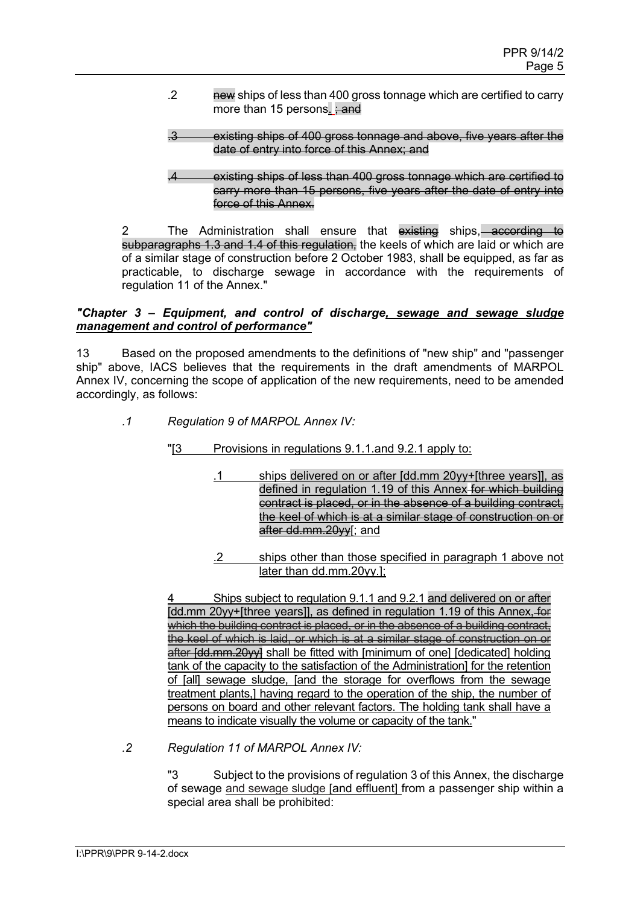.2 ~~new~~ ships of less than 400 gross tonnage which are certified to carry more than 15 persons. ~~; and~~

~~.3 existing ships of 400 gross tonnage and above, five years after the date of entry into force of this Annex; and~~

~~.4 existing ships of less than 400 gross tonnage which are certified to carry more than 15 persons, five years after the date of entry into force of this Annex.~~

2 The Administration shall ensure that ~~existing~~ ships, ~~according to subparagraphs 1.3 and 1.4 of this regulation,~~ the keels of which are laid or which are of a similar stage of construction before 2 October 1983, shall be equipped, as far as practicable, to discharge sewage in accordance with the requirements of regulation 11 of the Annex."

***"Chapter 3 – Equipment, ~~and~~ control of discharge, sewage and sewage sludge management and control of performance"***

13 Based on the proposed amendments to the definitions of "new ship" and "passenger ship" above, IACS believes that the requirements in the draft amendments of MARPOL Annex IV, concerning the scope of application of the new requirements, need to be amended accordingly, as follows:

*.1 Regulation 9 of MARPOL Annex IV:*

"[3 Provisions in regulations 9.1.1.and 9.2.1 apply to:

.1 ships delivered on or after [dd.mm 20yy+[three years]], as defined in regulation 1.19 of this Annex ~~for which building contract is placed, or in the absence of a building contract, the keel of which is at a similar stage of construction on or after dd.mm.20yy~~[; and

.2 ships other than those specified in paragraph 1 above not later than dd.mm.20yy.];

4 Ships subject to regulation 9.1.1 and 9.2.1 and delivered on or after [dd.mm 20yy+[three years]], as defined in regulation 1.19 of this Annex, ~~for which the building contract is placed, or in the absence of a building contract, the keel of which is laid, or which is at a similar stage of construction on or after [dd.mm.20yy]~~ shall be fitted with [minimum of one] [dedicated] holding tank of the capacity to the satisfaction of the Administration] for the retention of [all] sewage sludge, [and the storage for overflows from the sewage treatment plants,] having regard to the operation of the ship, the number of persons on board and other relevant factors. The holding tank shall have a means to indicate visually the volume or capacity of the tank."

*.2 Regulation 11 of MARPOL Annex IV:*

"3 Subject to the provisions of regulation 3 of this Annex, the discharge of sewage and sewage sludge [and effluent] from a passenger ship within a special area shall be prohibited: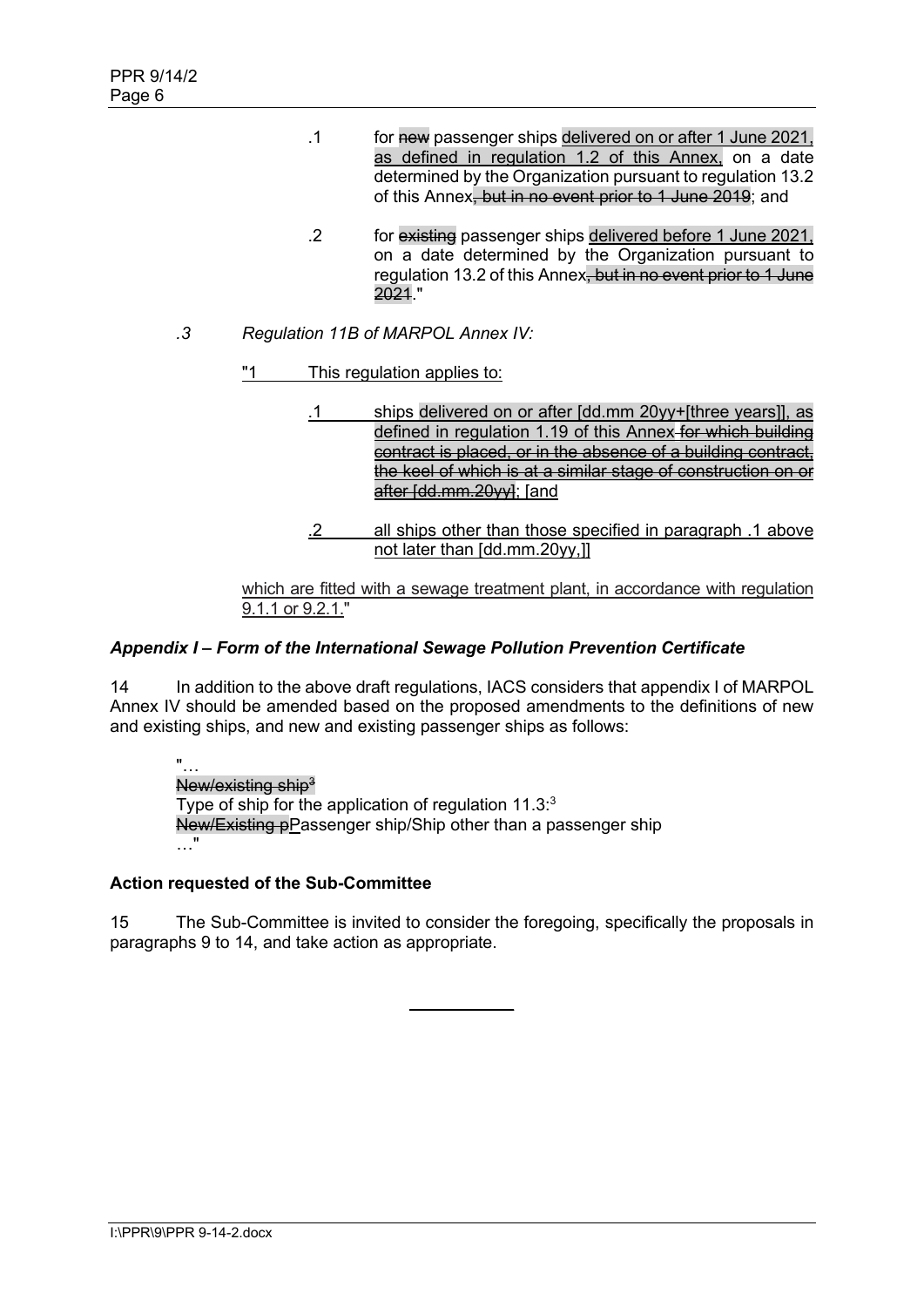.1 for ~~new~~ passenger ships delivered on or after 1 June 2021, as defined in regulation 1.2 of this Annex, on a date determined by the Organization pursuant to regulation 13.2 of this Annex~~, but in no event prior to 1 June 2019~~; and

.2 for ~~existing~~ passenger ships delivered before 1 June 2021, on a date determined by the Organization pursuant to regulation 13.2 of this Annex~~, but in no event prior to 1 June 2021~~."

*.3 Regulation 11B of MARPOL Annex IV:*

"1 This regulation applies to:

.1 ships delivered on or after [dd.mm 20yy+[three years]], as defined in regulation 1.19 of this Annex ~~for which building contract is placed, or in the absence of a building contract, the keel of which is at a similar stage of construction on or after [dd.mm.20yy]~~; [and

.2 all ships other than those specified in paragraph .1 above not later than [dd.mm.20yy,]]

which are fitted with a sewage treatment plant, in accordance with regulation 9.1.1 or 9.2.1."

### *Appendix I – Form of the International Sewage Pollution Prevention Certificate*

14 In addition to the above draft regulations, IACS considers that appendix I of MARPOL Annex IV should be amended based on the proposed amendments to the definitions of new and existing ships, and new and existing passenger ships as follows:

"…
~~New/existing ship[3]~~
Type of ship for the application of regulation 11.3:[3]
~~New/Existing p~~Passenger ship/Ship other than a passenger ship
…"

### Action requested of the Sub-Committee

15 The Sub-Committee is invited to consider the foregoing, specifically the proposals in paragraphs 9 to 14, and take action as appropriate.

---